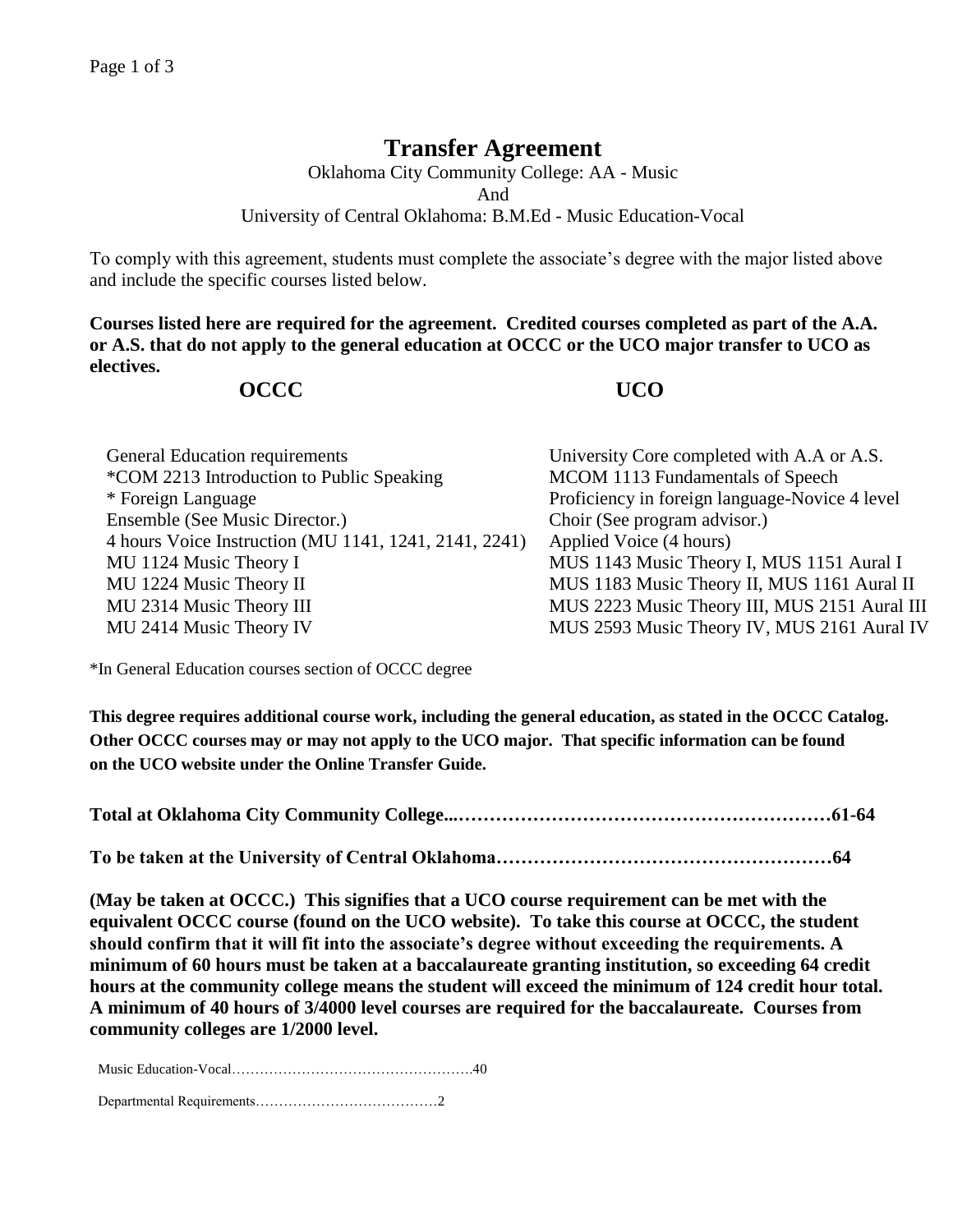// Page Header Omitted: "Page 1 of 3"

# Transfer Agreement

Oklahoma City Community College: AA - Music
And
University of Central Oklahoma: B.M.Ed - Music Education-Vocal

To comply with this agreement, students must complete the associate's degree with the major listed above and include the specific courses listed below.

**Courses listed here are required for the agreement. Credited courses completed as part of the A.A. or A.S. that do not apply to the general education at OCCC or the UCO major transfer to UCO as electives.**

| OCCC | UCO |
| --- | --- |
| General Education requirements | University Core completed with A.A or A.S. |
| *COM 2213 Introduction to Public Speaking | MCOM 1113 Fundamentals of Speech |
| * Foreign Language | Proficiency in foreign language-Novice 4 level |
| Ensemble (See Music Director.) | Choir (See program advisor.) |
| 4 hours Voice Instruction (MU 1141, 1241, 2141, 2241) | Applied Voice (4 hours) |
| MU 1124 Music Theory I | MUS 1143 Music Theory I, MUS 1151 Aural I |
| MU 1224 Music Theory II | MUS 1183 Music Theory II, MUS 1161 Aural II |
| MU 2314 Music Theory III | MUS 2223 Music Theory III, MUS 2151 Aural III |
| MU 2414 Music Theory IV | MUS 2593 Music Theory IV, MUS 2161 Aural IV |

*In General Education courses section of OCCC degree

**This degree requires additional course work, including the general education, as stated in the OCCC Catalog. Other OCCC courses may or may not apply to the UCO major. That specific information can be found on the UCO website under the Online Transfer Guide.**

**Total at Oklahoma City Community College...……………………………………………………61-64**

**To be taken at the University of Central Oklahoma……………………………………………64**

**(May be taken at OCCC.) This signifies that a UCO course requirement can be met with the equivalent OCCC course (found on the UCO website). To take this course at OCCC, the student should confirm that it will fit into the associate's degree without exceeding the requirements. A minimum of 60 hours must be taken at a baccalaureate granting institution, so exceeding 64 credit hours at the community college means the student will exceed the minimum of 124 credit hour total. A minimum of 40 hours of 3/4000 level courses are required for the baccalaureate. Courses from community colleges are 1/2000 level.**

Music Education-Vocal…………………………………………….40

Departmental Requirements…………………………………2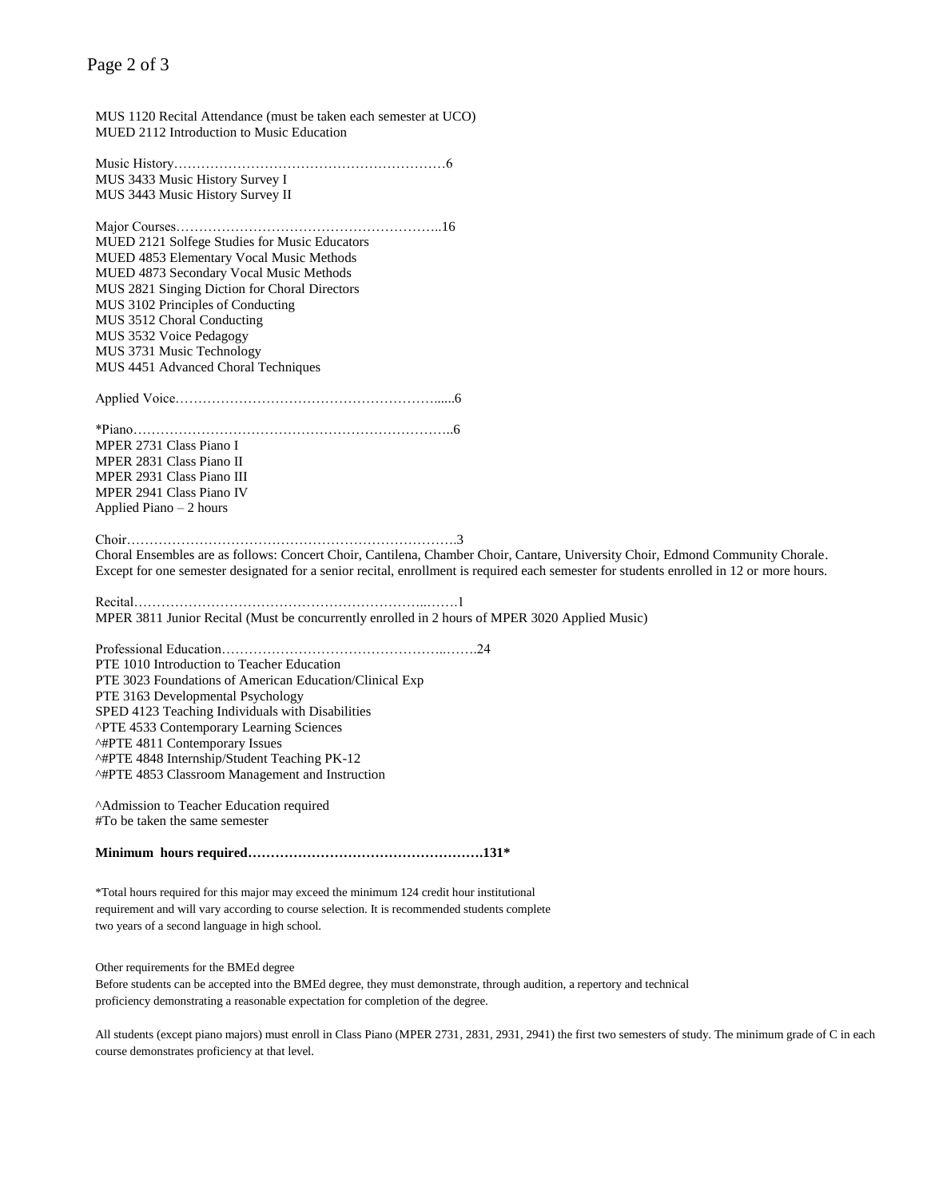MUS 1120 Recital Attendance (must be taken each semester at UCO)
MUED 2112 Introduction to Music Education

Music History……………………………………………………6
MUS 3433 Music History Survey I
MUS 3443 Music History Survey II

Major Courses…………………………………………………..16
MUED 2121 Solfege Studies for Music Educators
MUED 4853 Elementary Vocal Music Methods
MUED 4873 Secondary Vocal Music Methods
MUS 2821 Singing Diction for Choral Directors
MUS 3102 Principles of Conducting
MUS 3512 Choral Conducting
MUS 3532 Voice Pedagogy
MUS 3731 Music Technology
MUS 4451 Advanced Choral Techniques

Applied Voice…………………………………………………....6

*Piano……………………………………………………………..6
MPER 2731 Class Piano I
MPER 2831 Class Piano II
MPER 2931 Class Piano III
MPER 2941 Class Piano IV
Applied Piano – 2 hours

Choir……………………………………………………………….3
Choral Ensembles are as follows: Concert Choir, Cantilena, Chamber Choir, Cantare, University Choir, Edmond Community Chorale. Except for one semester designated for a senior recital, enrollment is required each semester for students enrolled in 12 or more hours.

Recital…………………………………………………………..…….1
MPER 3811 Junior Recital (Must be concurrently enrolled in 2 hours of MPER 3020 Applied Music)

Professional Education…………………………………………..…….24
PTE 1010 Introduction to Teacher Education
PTE 3023 Foundations of American Education/Clinical Exp
PTE 3163 Developmental Psychology
SPED 4123 Teaching Individuals with Disabilities
^PTE 4533 Contemporary Learning Sciences
^#PTE 4811 Contemporary Issues
^#PTE 4848 Internship/Student Teaching PK-12
^#PTE 4853 Classroom Management and Instruction

^Admission to Teacher Education required
#To be taken the same semester

**Minimum hours required……………………………………………131***

*Total hours required for this major may exceed the minimum 124 credit hour institutional requirement and will vary according to course selection. It is recommended students complete two years of a second language in high school.

Other requirements for the BMEd degree
Before students can be accepted into the BMEd degree, they must demonstrate, through audition, a repertory and technical proficiency demonstrating a reasonable expectation for completion of the degree.

All students (except piano majors) must enroll in Class Piano (MPER 2731, 2831, 2931, 2941) the first two semesters of study. The minimum grade of C in each course demonstrates proficiency at that level.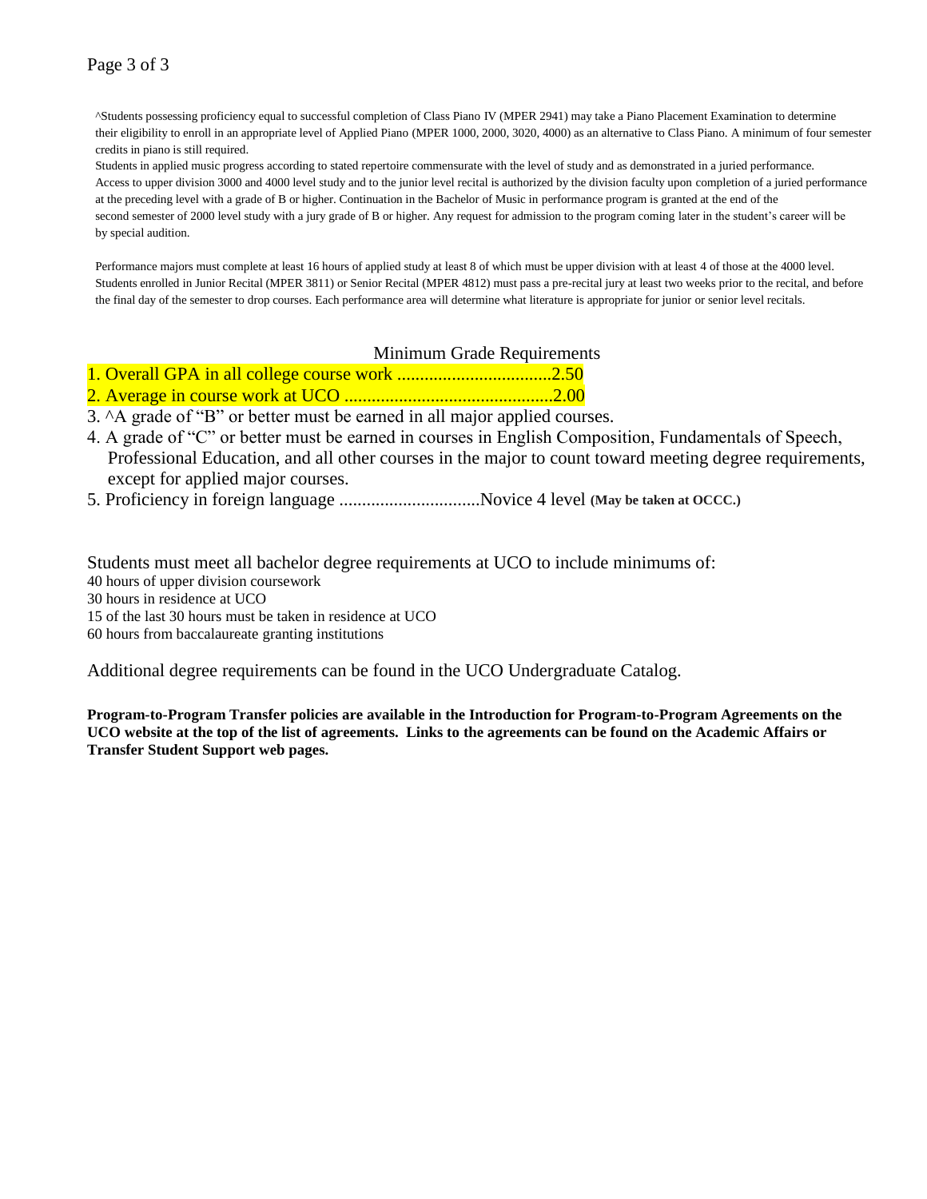^Students possessing proficiency equal to successful completion of Class Piano IV (MPER 2941) may take a Piano Placement Examination to determine their eligibility to enroll in an appropriate level of Applied Piano (MPER 1000, 2000, 3020, 4000) as an alternative to Class Piano. A minimum of four semester credits in piano is still required.

Students in applied music progress according to stated repertoire commensurate with the level of study and as demonstrated in a juried performance. Access to upper division 3000 and 4000 level study and to the junior level recital is authorized by the division faculty upon completion of a juried performance at the preceding level with a grade of B or higher. Continuation in the Bachelor of Music in performance program is granted at the end of the second semester of 2000 level study with a jury grade of B or higher. Any request for admission to the program coming later in the student's career will be by special audition.

Performance majors must complete at least 16 hours of applied study at least 8 of which must be upper division with at least 4 of those at the 4000 level. Students enrolled in Junior Recital (MPER 3811) or Senior Recital (MPER 4812) must pass a pre-recital jury at least two weeks prior to the recital, and before the final day of the semester to drop courses. Each performance area will determine what literature is appropriate for junior or senior level recitals.

## Minimum Grade Requirements

1. Overall GPA in all college course work ..................................2.50
2. Average in course work at UCO ..............................................2.00
3. ^A grade of "B" or better must be earned in all major applied courses.
4. A grade of "C" or better must be earned in courses in English Composition, Fundamentals of Speech, Professional Education, and all other courses in the major to count toward meeting degree requirements, except for applied major courses.
5. Proficiency in foreign language ...............................Novice 4 level **(May be taken at OCCC.)**

Students must meet all bachelor degree requirements at UCO to include minimums of:

40 hours of upper division coursework
30 hours in residence at UCO
15 of the last 30 hours must be taken in residence at UCO
60 hours from baccalaureate granting institutions

Additional degree requirements can be found in the UCO Undergraduate Catalog.

**Program-to-Program Transfer policies are available in the Introduction for Program-to-Program Agreements on the UCO website at the top of the list of agreements. Links to the agreements can be found on the Academic Affairs or Transfer Student Support web pages.**